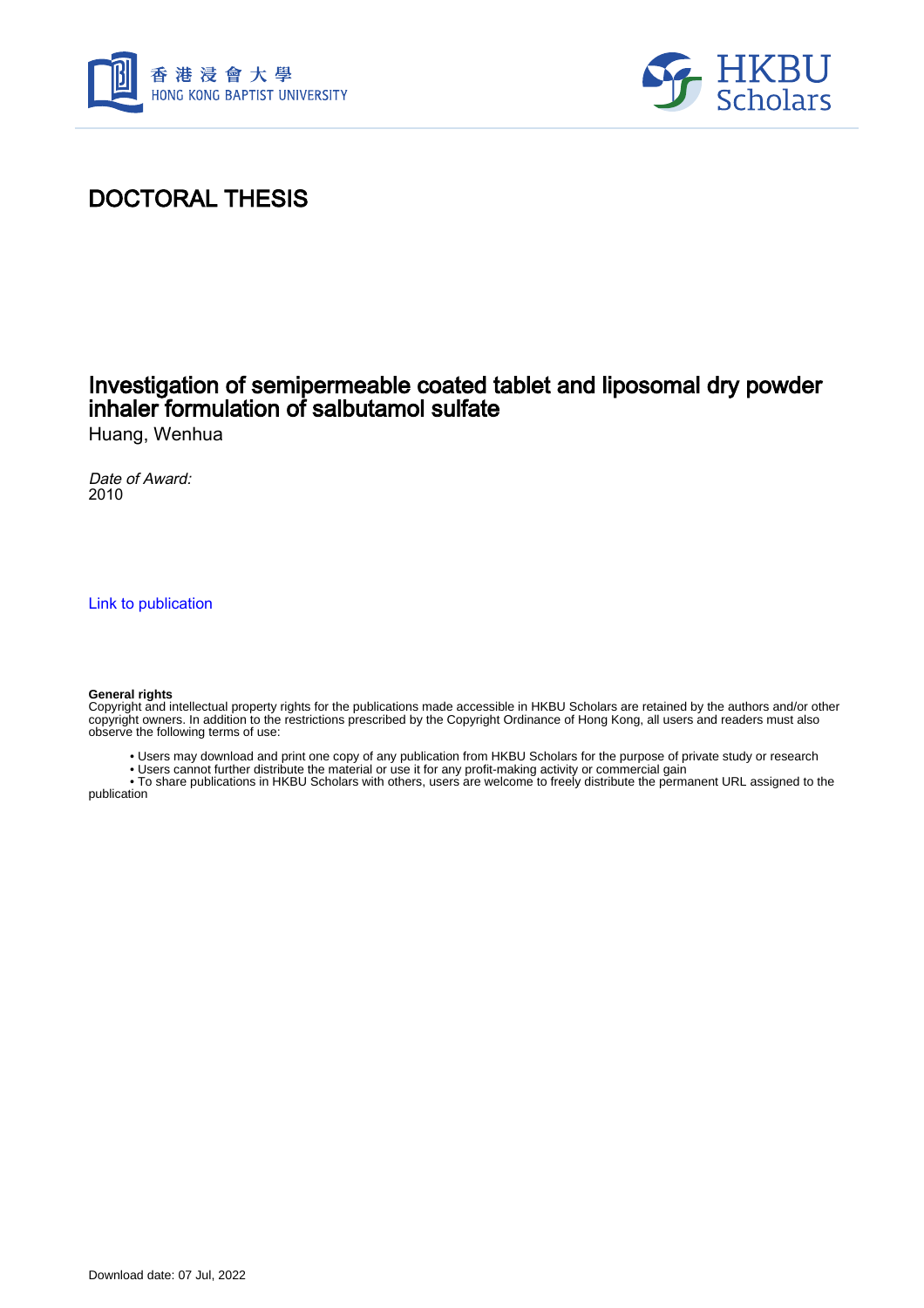香港浸會大學
HONG KONG BAPTIST UNIVERSITY

HKBU Scholars

# DOCTORAL THESIS

## Investigation of semipermeable coated tablet and liposomal dry powder inhaler formulation of salbutamol sulfate

Huang, Wenhua

*Date of Award:*
2010

Link to publication

**General rights**
Copyright and intellectual property rights for the publications made accessible in HKBU Scholars are retained by the authors and/or other copyright owners. In addition to the restrictions prescribed by the Copyright Ordinance of Hong Kong, all users and readers must also observe the following terms of use:

- Users may download and print one copy of any publication from HKBU Scholars for the purpose of private study or research
- Users cannot further distribute the material or use it for any profit-making activity or commercial gain
- To share publications in HKBU Scholars with others, users are welcome to freely distribute the permanent URL assigned to the publication

Download date: 07 Jul, 2022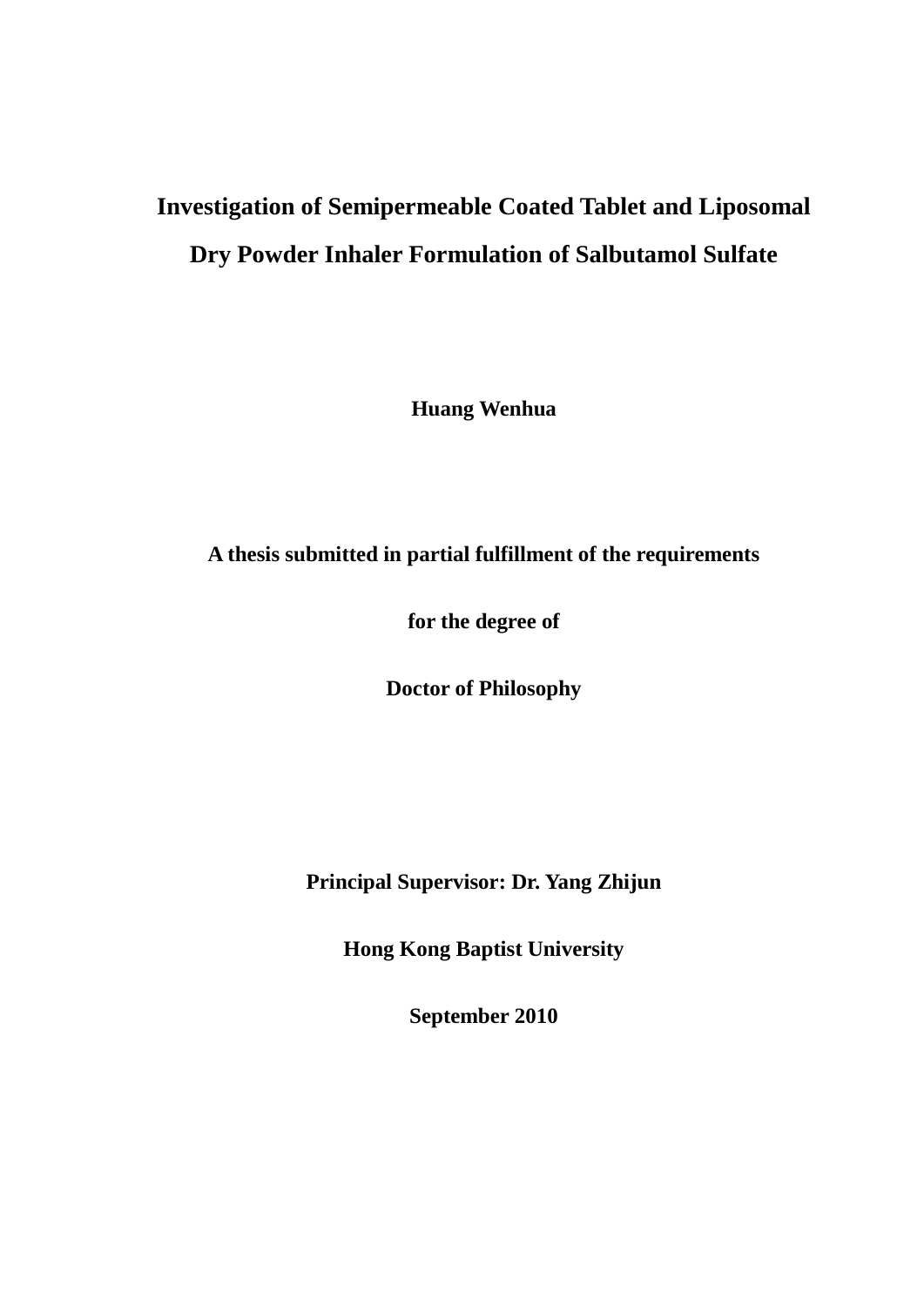# Investigation of Semipermeable Coated Tablet and Liposomal Dry Powder Inhaler Formulation of Salbutamol Sulfate

**Huang Wenhua**

**A thesis submitted in partial fulfillment of the requirements**

**for the degree of**

**Doctor of Philosophy**

**Principal Supervisor: Dr. Yang Zhijun**

**Hong Kong Baptist University**

**September 2010**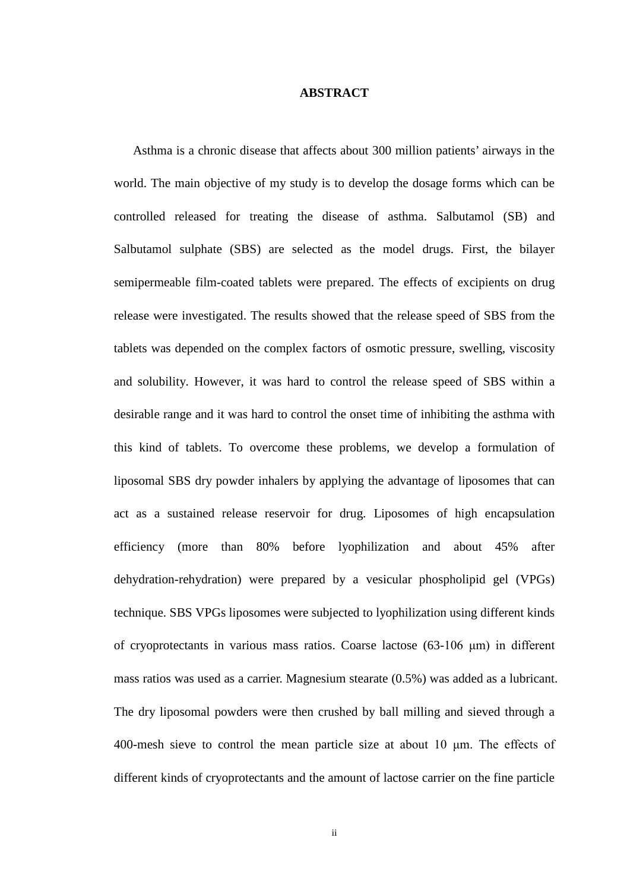# ABSTRACT

Asthma is a chronic disease that affects about 300 million patients' airways in the world. The main objective of my study is to develop the dosage forms which can be controlled released for treating the disease of asthma. Salbutamol (SB) and Salbutamol sulphate (SBS) are selected as the model drugs. First, the bilayer semipermeable film-coated tablets were prepared. The effects of excipients on drug release were investigated. The results showed that the release speed of SBS from the tablets was depended on the complex factors of osmotic pressure, swelling, viscosity and solubility. However, it was hard to control the release speed of SBS within a desirable range and it was hard to control the onset time of inhibiting the asthma with this kind of tablets. To overcome these problems, we develop a formulation of liposomal SBS dry powder inhalers by applying the advantage of liposomes that can act as a sustained release reservoir for drug. Liposomes of high encapsulation efficiency (more than 80% before lyophilization and about 45% after dehydration-rehydration) were prepared by a vesicular phospholipid gel (VPGs) technique. SBS VPGs liposomes were subjected to lyophilization using different kinds of cryoprotectants in various mass ratios. Coarse lactose (63-106 μm) in different mass ratios was used as a carrier. Magnesium stearate (0.5%) was added as a lubricant. The dry liposomal powders were then crushed by ball milling and sieved through a 400-mesh sieve to control the mean particle size at about 10 μm. The effects of different kinds of cryoprotectants and the amount of lactose carrier on the fine particle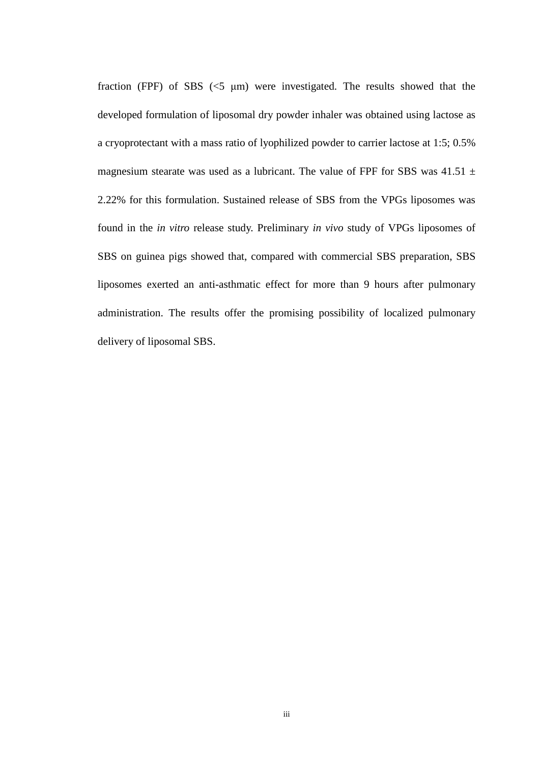fraction (FPF) of SBS (<5 μm) were investigated. The results showed that the developed formulation of liposomal dry powder inhaler was obtained using lactose as a cryoprotectant with a mass ratio of lyophilized powder to carrier lactose at 1:5; 0.5% magnesium stearate was used as a lubricant. The value of FPF for SBS was 41.51 ± 2.22% for this formulation. Sustained release of SBS from the VPGs liposomes was found in the *in vitro* release study. Preliminary *in vivo* study of VPGs liposomes of SBS on guinea pigs showed that, compared with commercial SBS preparation, SBS liposomes exerted an anti-asthmatic effect for more than 9 hours after pulmonary administration. The results offer the promising possibility of localized pulmonary delivery of liposomal SBS.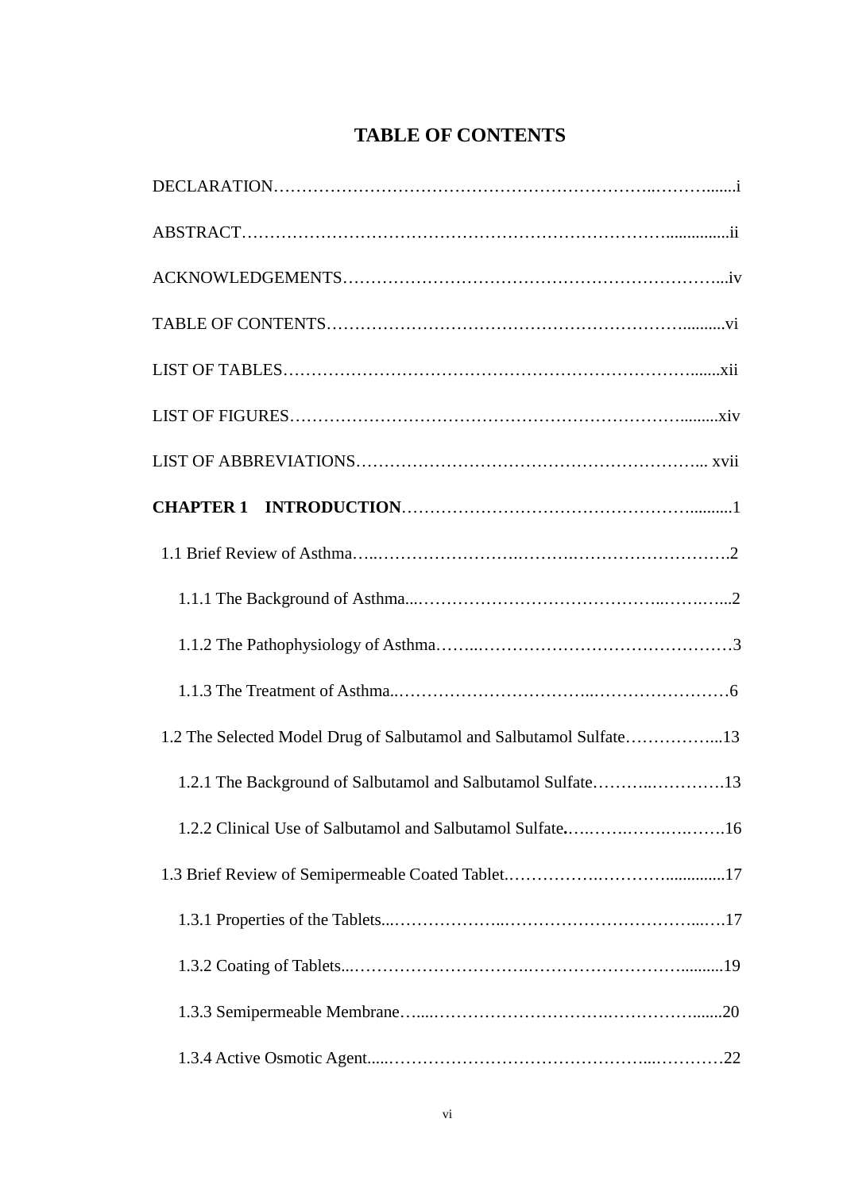# TABLE OF CONTENTS

DECLARATION........................................................................................i

ABSTRACT..........................................................................................ii

ACKNOWLEDGEMENTS.........................................................................iv

TABLE OF CONTENTS..........................................................................vi

LIST OF TABLES..................................................................................xii

LIST OF FIGURES................................................................................xiv

LIST OF ABBREVIATIONS.................................................................... xvii

**CHAPTER 1 INTRODUCTION**..............................................................1

1.1 Brief Review of Asthma.......................................................................2

1.1.1 The Background of Asthma.............................................................2

1.1.2 The Pathophysiology of Asthma......................................................3

1.1.3 The Treatment of Asthma...............................................................6

1.2 The Selected Model Drug of Salbutamol and Salbutamol Sulfate...................13

1.2.1 The Background of Salbutamol and Salbutamol Sulfate.........................13

1.2.2 Clinical Use of Salbutamol and Salbutamol Sulfate..............................16

1.3 Brief Review of Semipermeable Coated Tablet..........................................17

1.3.1 Properties of the Tablets...............................................................17

1.3.2 Coating of Tablets.......................................................................19

1.3.3 Semipermeable Membrane.............................................................20

1.3.4 Active Osmotic Agent...................................................................22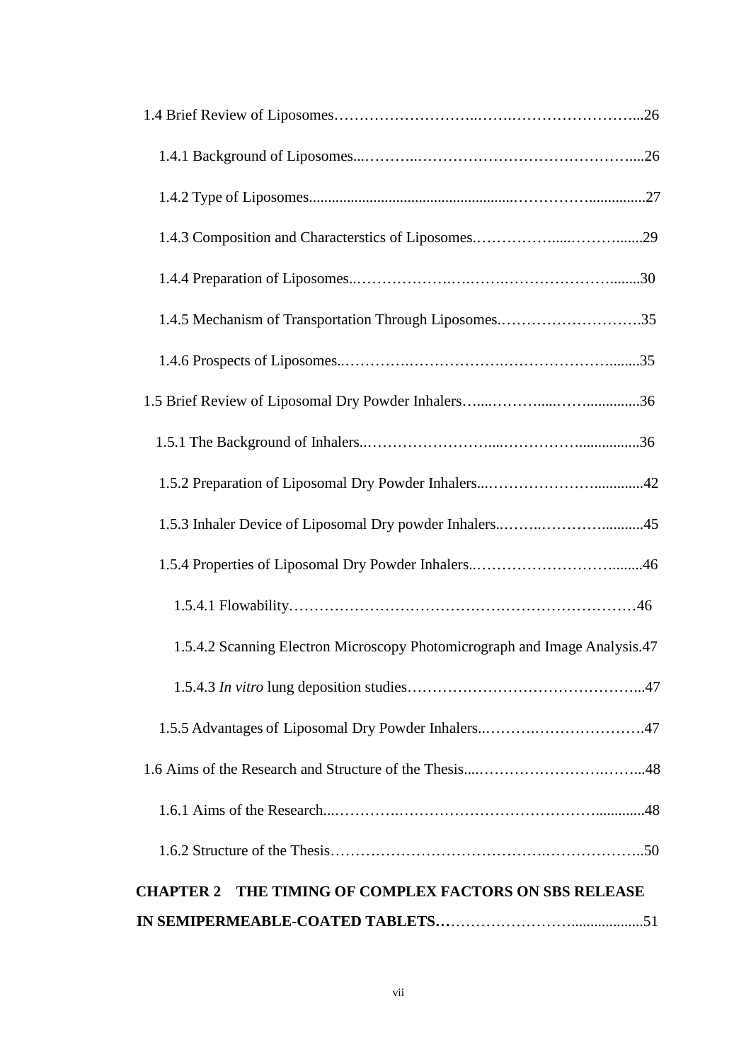1.4 Brief Review of Liposomes……………………..…….………………………...26

1.4.1 Background of Liposomes...………..……………………………………....26

1.4.2 Type of Liposomes......................................................……………..............27

1.4.3 Composition and Characterstics of Liposomes.……………......……….......29

1.4.4 Preparation of Liposomes..………………….…….…………………........30

1.4.5 Mechanism of Transportation Through Liposomes.……………………….35

1.4.6 Prospects of Liposomes..………….……………….……………………........35

1.5 Brief Review of Liposomal Dry Powder Inhalers…....………......……..............36

1.5.1 The Background of Inhalers..……………………......……………................36

1.5.2 Preparation of Liposomal Dry Powder Inhalers...…………………..............42

1.5.3 Inhaler Device of Liposomal Dry powder Inhalers..……..…………...........45

1.5.4 Properties of Liposomal Dry Powder Inhalers..……………………….........46

1.5.4.1 Flowability……………………………………………………………46

1.5.4.2 Scanning Electron Microscopy Photomicrograph and Image Analysis.47

1.5.4.3 *In vitro* lung deposition studies………………………………………...47

1.5.5 Advantages of Liposomal Dry Powder Inhalers..……….………………….47

1.6 Aims of the Research and Structure of the Thesis....……………………….……...48

1.6.1 Aims of the Research...………….…………………………………............48

1.6.2 Structure of the Thesis…………………………………….………………..50

**CHAPTER 2 THE TIMING OF COMPLEX FACTORS ON SBS RELEASE IN SEMIPERMEABLE-COATED TABLETS…**…………………….....................51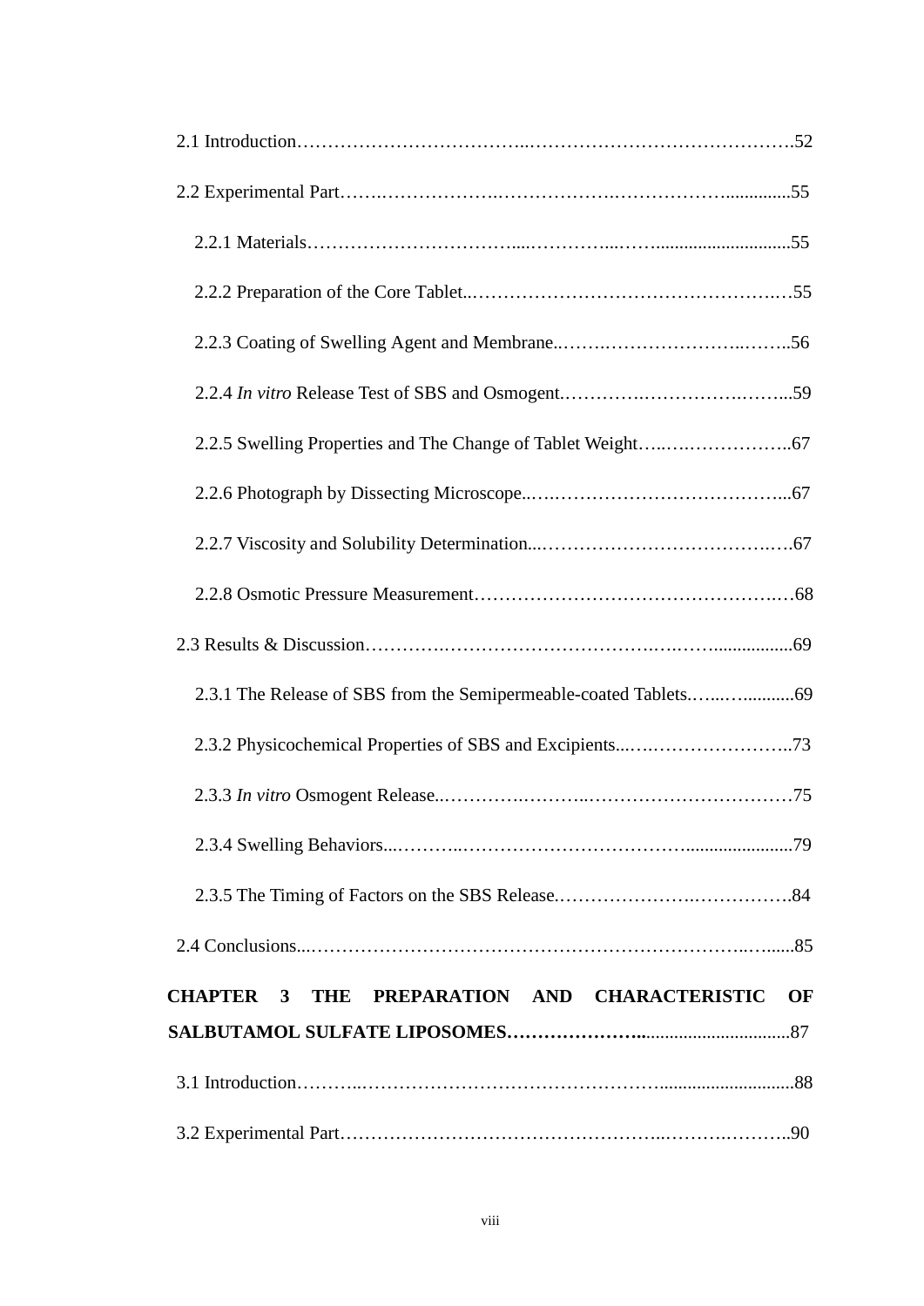2.1 Introduction……………………………...……………………………………….52

2.2 Experimental Part…….……………….……………….……………….............55

2.2.1 Materials……………………………....…………...……...........................55

2.2.2 Preparation of the Core Tablet..…………………………………………….…55

2.2.3 Coating of Swelling Agent and Membrane..…….…………………..……..56

2.2.4 *In vitro* Release Test of SBS and Osmogent.………….…………….……...59

2.2.5 Swelling Properties and The Change of Tablet Weight…..…..……………..67

2.2.6 Photograph by Dissecting Microscope..…..………………………………...67

2.2.7 Viscosity and Solubility Determination...………………………………….….67

2.2.8 Osmotic Pressure Measurement……………………………………………….68

2.3 Results & Discussion………….……………………………….….…................69

2.3.1 The Release of SBS from the Semipermeable-coated Tablets.…...…..........69

2.3.2 Physicochemical Properties of SBS and Excipients...…..…………………..73

2.3.3 *In vitro* Osmogent Release..………….………..……………………………75

2.3.4 Swelling Behaviors...………..………………………………........................79

2.3.5 The Timing of Factors on the SBS Release.………………….…………….84

2.4 Conclusions...……………………………………………………………..….......85

**CHAPTER 3 THE PREPARATION AND CHARACTERISTIC OF SALBUTAMOL SULFATE LIPOSOMES…………………..................................87**

3.1 Introduction………..…………………………………………...........................88

3.2 Experimental Part…………………………………………...…….….……..90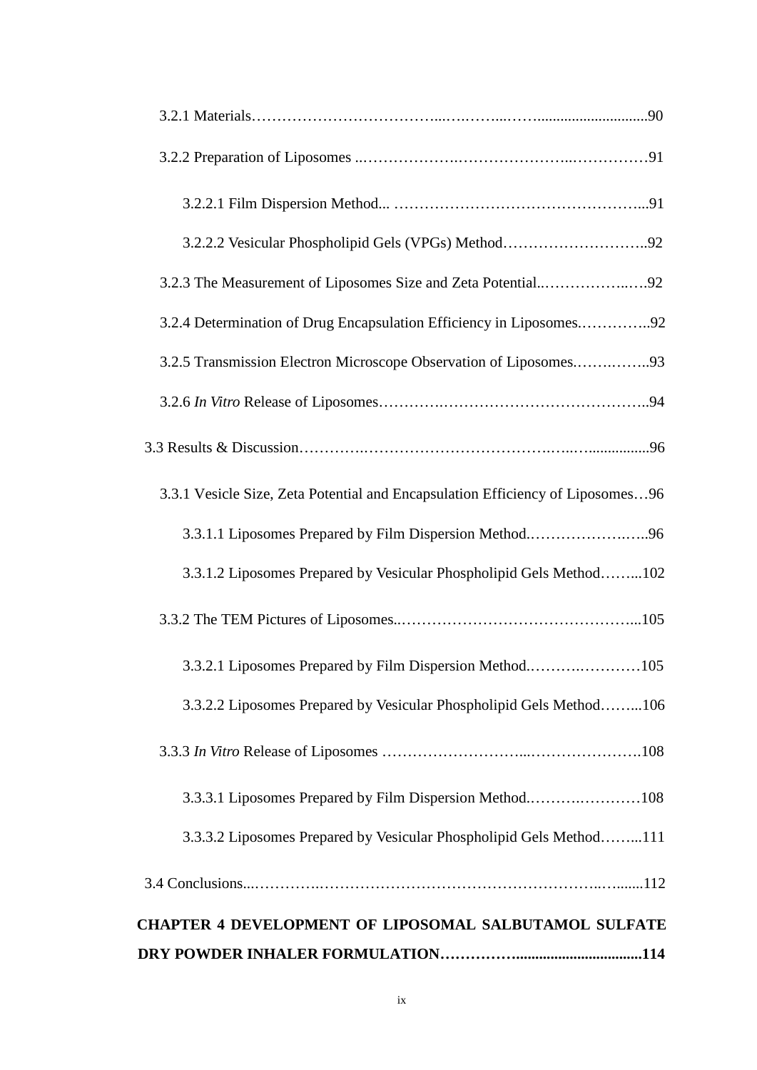3.2.1 Materials……………………………...….……...……...........................90

3.2.2 Preparation of Liposomes ..……………….…………………..……………91

3.2.2.1 Film Dispersion Method... …………………………………………...91

3.2.2.2 Vesicular Phospholipid Gels (VPGs) Method………………………..92

3.2.3 The Measurement of Liposomes Size and Zeta Potential..……………..….92

3.2.4 Determination of Drug Encapsulation Efficiency in Liposomes.…………..92

3.2.5 Transmission Electron Microscope Observation of Liposomes.…….……..93

3.2.6 *In Vitro* Release of Liposomes………….…………………………….……..94

3.3 Results & Discussion………….……………………………….….…...............96

3.3.1 Vesicle Size, Zeta Potential and Encapsulation Efficiency of Liposomes…96

3.3.1.1 Liposomes Prepared by Film Dispersion Method.……………….…..96

3.3.1.2 Liposomes Prepared by Vesicular Phospholipid Gels Method……...102

3.3.2 The TEM Pictures of Liposomes..………………………………………...105

3.3.2.1 Liposomes Prepared by Film Dispersion Method.……….…………105

3.3.2.2 Liposomes Prepared by Vesicular Phospholipid Gels Method……...106

3.3.3 *In Vitro* Release of Liposomes ………………………...………………….108

3.3.3.1 Liposomes Prepared by Film Dispersion Method.……….…………108

3.3.3.2 Liposomes Prepared by Vesicular Phospholipid Gels Method……...111

3.4 Conclusions...………….…………………………………………….…........112

**CHAPTER 4 DEVELOPMENT OF LIPOSOMAL SALBUTAMOL SULFATE DRY POWDER INHALER FORMULATION……………................................114**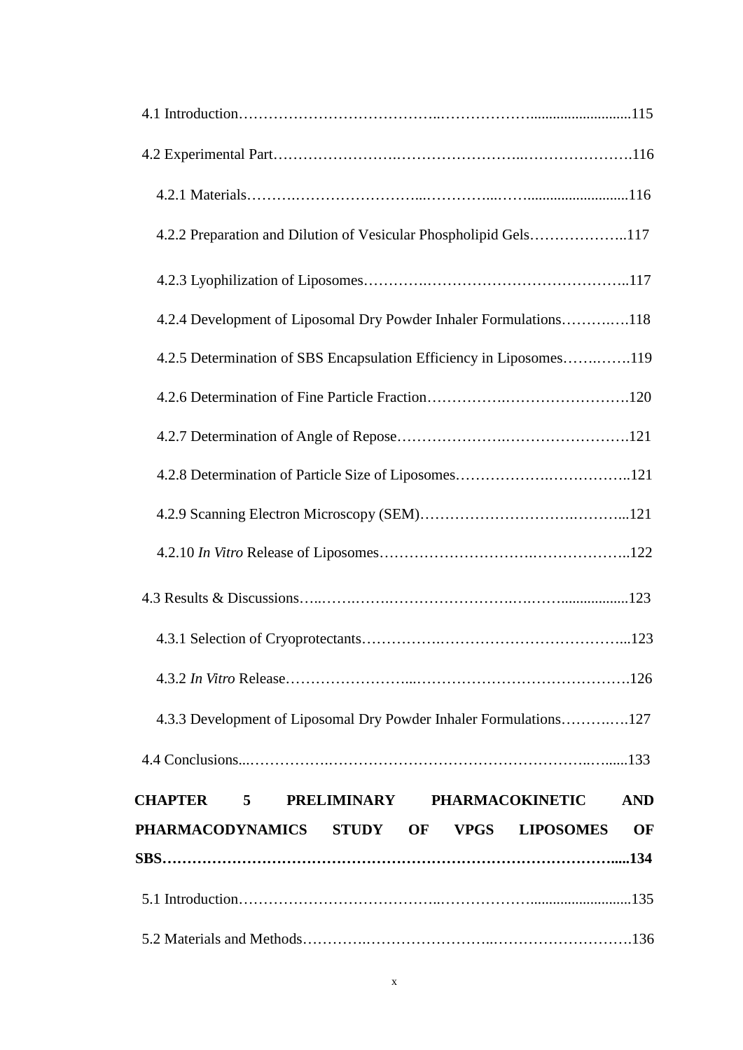4.1 Introduction……………………………………..………………..........................115

4.2 Experimental Part……………………….……………………..………………….116

4.2.1 Materials……….……………………...…………...…..........................116

4.2.2 Preparation and Dilution of Vesicular Phospholipid Gels………………..117

4.2.3 Lyophilization of Liposomes………….…………………………………..117

4.2.4 Development of Liposomal Dry Powder Inhaler Formulations……….….118

4.2.5 Determination of SBS Encapsulation Efficiency in Liposomes…….…….119

4.2.6 Determination of Fine Particle Fraction…………….…………………….120

4.2.7 Determination of Angle of Repose………………….…………………….121

4.2.8 Determination of Particle Size of Liposomes……………….……………..121

4.2.9 Scanning Electron Microscopy (SEM)……………………….………...121

4.2.10 *In Vitro* Release of Liposomes…………………………….………………..122

4.3 Results & Discussions…..…….…….…………………….….……..................123

4.3.1 Selection of Cryoprotectants…………….………………………………...123

4.3.2 *In Vitro* Release……………………...…………………………………….126

4.3.3 Development of Liposomal Dry Powder Inhaler Formulations……….….127

4.4 Conclusions...…………….…………………………………………..…......133

**CHAPTER 5 PRELIMINARY PHARMACOKINETIC AND PHARMACODYNAMICS STUDY OF VPGS LIPOSOMES OF SBS……………………………………………………………………………….....134**

5.1 Introduction……………………………………..………………..........................135

5.2 Materials and Methods………….……………………..……………………….136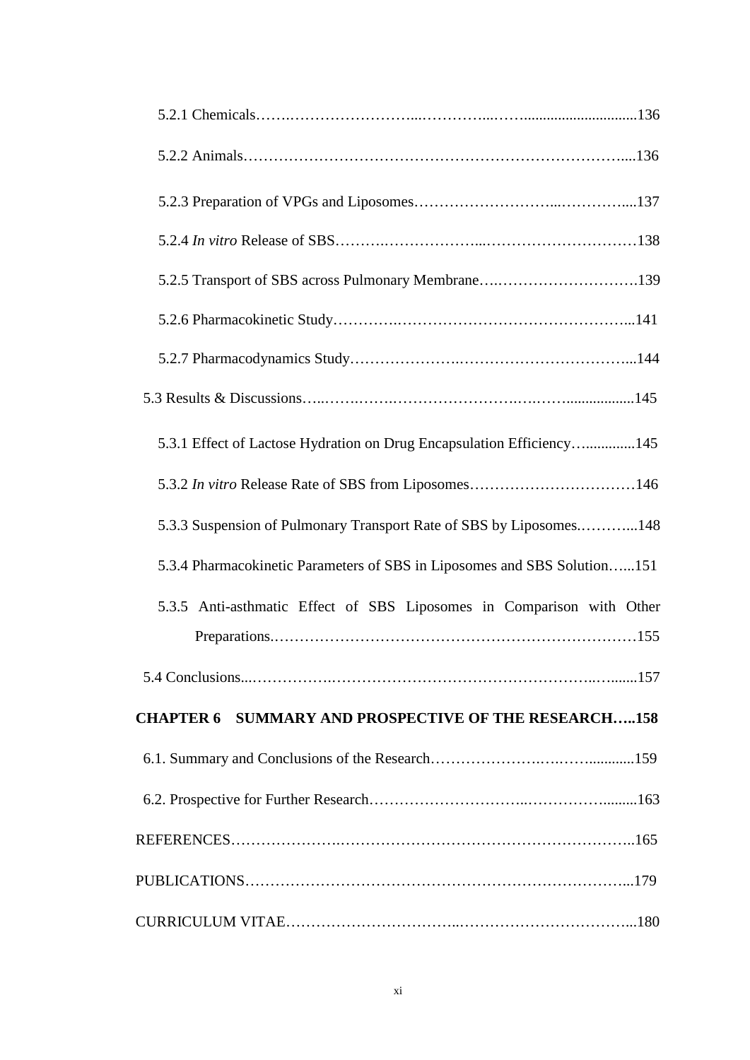5.2.1 Chemicals……………………………...…………...……..............................136

5.2.2 Animals………………………………………………………………….....136

5.2.3 Preparation of VPGs and Liposomes………………………...…………....137

5.2.4 *In vitro* Release of SBS………….………………...…………………………138

5.2.5 Transport of SBS across Pulmonary Membrane…..……………………….139

5.2.6 Pharmacokinetic Study………….…………………………………………...141

5.2.7 Pharmacodynamics Study…………………..…………………………….....144

5.3 Results & Discussions…..…….…….………………………….….……..................145

5.3.1 Effect of Lactose Hydration on Drug Encapsulation Efficiency….............145

5.3.2 *In vitro* Release Rate of SBS from Liposomes……………………………146

5.3.3 Suspension of Pulmonary Transport Rate of SBS by Liposomes.………...148

5.3.4 Pharmacokinetic Parameters of SBS in Liposomes and SBS Solution…...151

5.3.5 Anti-asthmatic Effect of SBS Liposomes in Comparison with Other Preparations.………………………………………………………………155

5.4 Conclusions...…………….…………………………………………..….......157

**CHAPTER 6 SUMMARY AND PROSPECTIVE OF THE RESEARCH…..158**

6.1. Summary and Conclusions of the Research……………….….……...........159

6.2. Prospective for Further Research………………………...…………….........163

REFERENCES…………………..……………………………………………..165

PUBLICATIONS…………………………………………………………………...179

CURRICULUM VITAE…………………………..……………………………...180